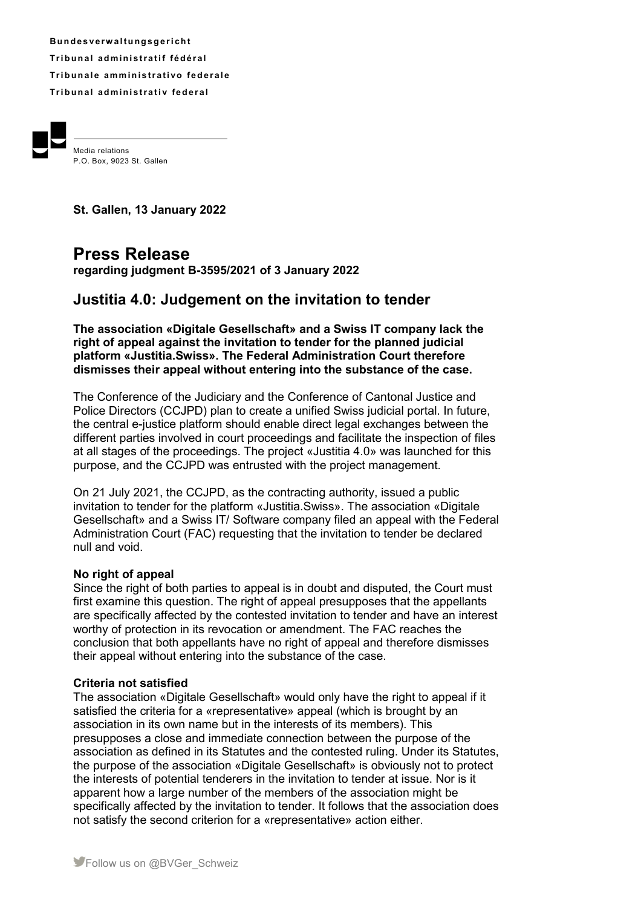**Bundesverwaltungsgericht**
**Tribunal administratif fédéral**
**Tribunale amministrativo federale**
**Tribunal administrativ federal**

Media relations
P.O. Box, 9023 St. Gallen

**St. Gallen, 13 January 2022**

# Press Release

**regarding judgment B-3595/2021 of 3 January 2022**

## Justitia 4.0: Judgement on the invitation to tender

**The association «Digitale Gesellschaft» and a Swiss IT company lack the right of appeal against the invitation to tender for the planned judicial platform «Justitia.Swiss». The Federal Administration Court therefore dismisses their appeal without entering into the substance of the case.**

The Conference of the Judiciary and the Conference of Cantonal Justice and Police Directors (CCJPD) plan to create a unified Swiss judicial portal. In future, the central e-justice platform should enable direct legal exchanges between the different parties involved in court proceedings and facilitate the inspection of files at all stages of the proceedings. The project «Justitia 4.0» was launched for this purpose, and the CCJPD was entrusted with the project management.

On 21 July 2021, the CCJPD, as the contracting authority, issued a public invitation to tender for the platform «Justitia.Swiss». The association «Digitale Gesellschaft» and a Swiss IT/ Software company filed an appeal with the Federal Administration Court (FAC) requesting that the invitation to tender be declared null and void.

### No right of appeal

Since the right of both parties to appeal is in doubt and disputed, the Court must first examine this question. The right of appeal presupposes that the appellants are specifically affected by the contested invitation to tender and have an interest worthy of protection in its revocation or amendment. The FAC reaches the conclusion that both appellants have no right of appeal and therefore dismisses their appeal without entering into the substance of the case.

### Criteria not satisfied

The association «Digitale Gesellschaft» would only have the right to appeal if it satisfied the criteria for a «representative» appeal (which is brought by an association in its own name but in the interests of its members). This presupposes a close and immediate connection between the purpose of the association as defined in its Statutes and the contested ruling. Under its Statutes, the purpose of the association «Digitale Gesellschaft» is obviously not to protect the interests of potential tenderers in the invitation to tender at issue. Nor is it apparent how a large number of the members of the association might be specifically affected by the invitation to tender. It follows that the association does not satisfy the second criterion for a «representative» action either.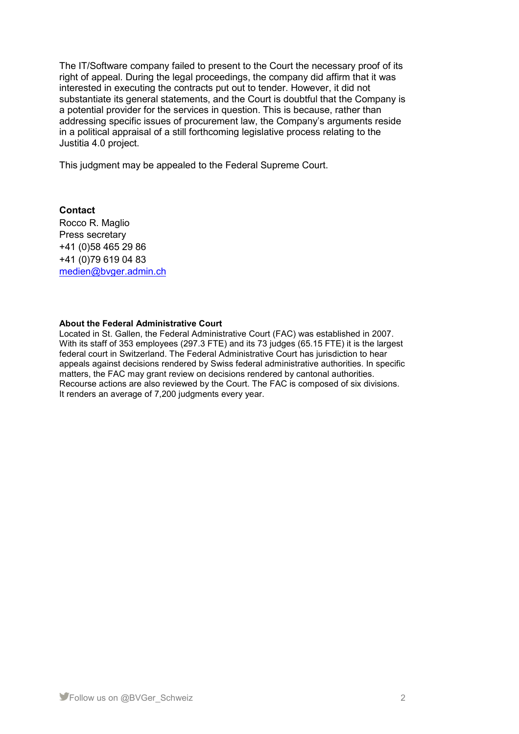The IT/Software company failed to present to the Court the necessary proof of its right of appeal. During the legal proceedings, the company did affirm that it was interested in executing the contracts put out to tender. However, it did not substantiate its general statements, and the Court is doubtful that the Company is a potential provider for the services in question. This is because, rather than addressing specific issues of procurement law, the Company's arguments reside in a political appraisal of a still forthcoming legislative process relating to the Justitia 4.0 project.

This judgment may be appealed to the Federal Supreme Court.

**Contact**
Rocco R. Maglio
Press secretary
+41 (0)58 465 29 86
+41 (0)79 619 04 83
medien@bvger.admin.ch

**About the Federal Administrative Court**
Located in St. Gallen, the Federal Administrative Court (FAC) was established in 2007. With its staff of 353 employees (297.3 FTE) and its 73 judges (65.15 FTE) it is the largest federal court in Switzerland. The Federal Administrative Court has jurisdiction to hear appeals against decisions rendered by Swiss federal administrative authorities. In specific matters, the FAC may grant review on decisions rendered by cantonal authorities. Recourse actions are also reviewed by the Court. The FAC is composed of six divisions. It renders an average of 7,200 judgments every year.